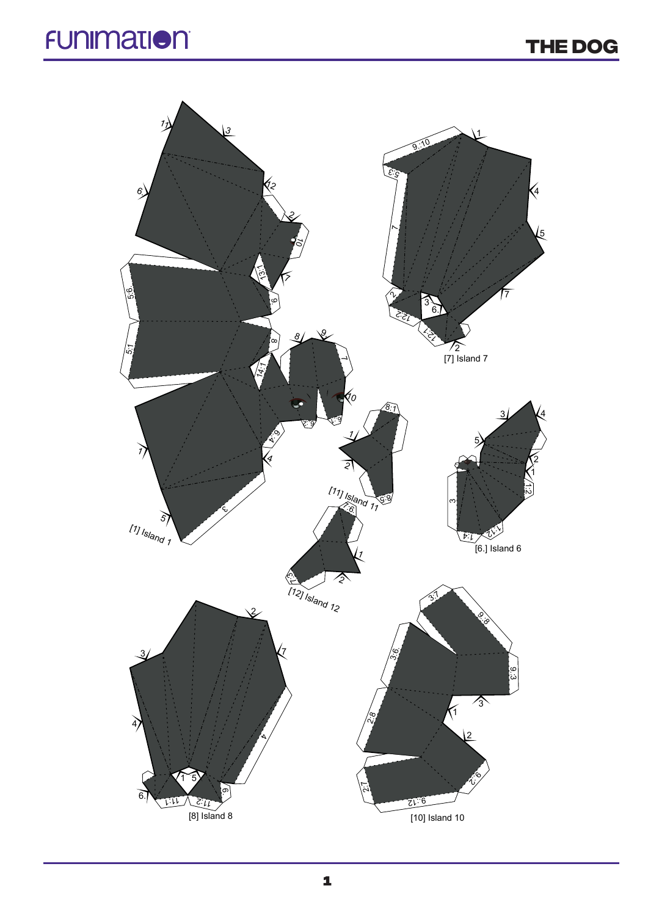# THE DOG

[1] Island 1

[7] Island 7

[11] Island 11

[6.] Island 6

[12] Island 12

[8] Island 8

[10] Island 10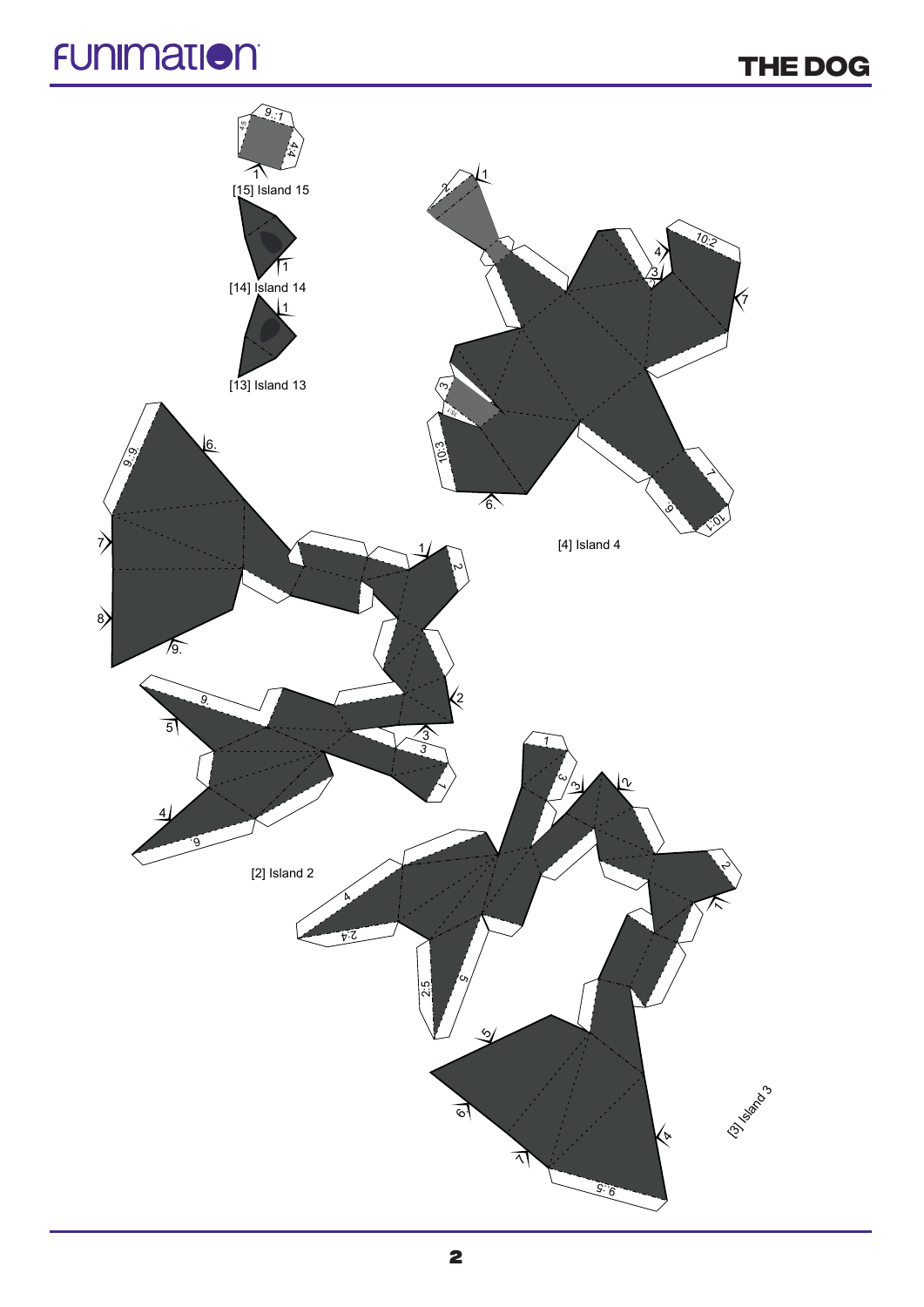[15] Island 15

[14] Island 14

[13] Island 13

[4] Island 4

[2] Island 2

[3] Island 3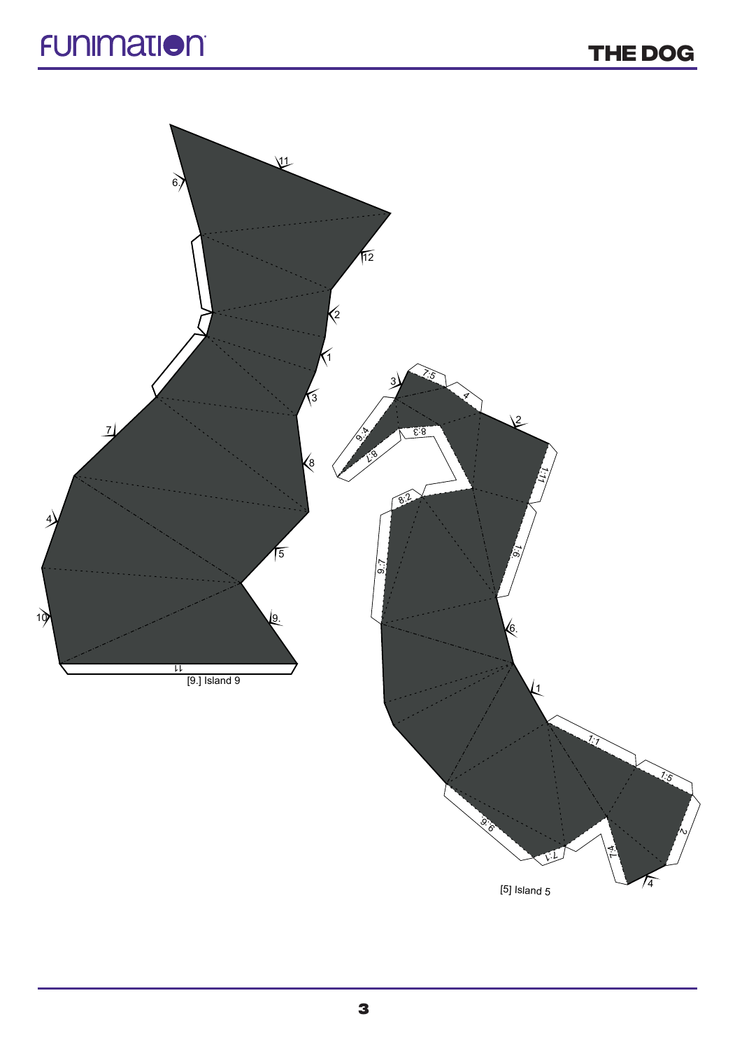11

6

12

2

1

3

7

8

4

5

10

9.

11

[9.] Island 9

3

7:5

4

2

9:4

8:3

8:7

1:11

8:2

1:6

9:7

6.

1

1:1

1:5

9:6

2

7:1

7:4

4

[5] Island 5